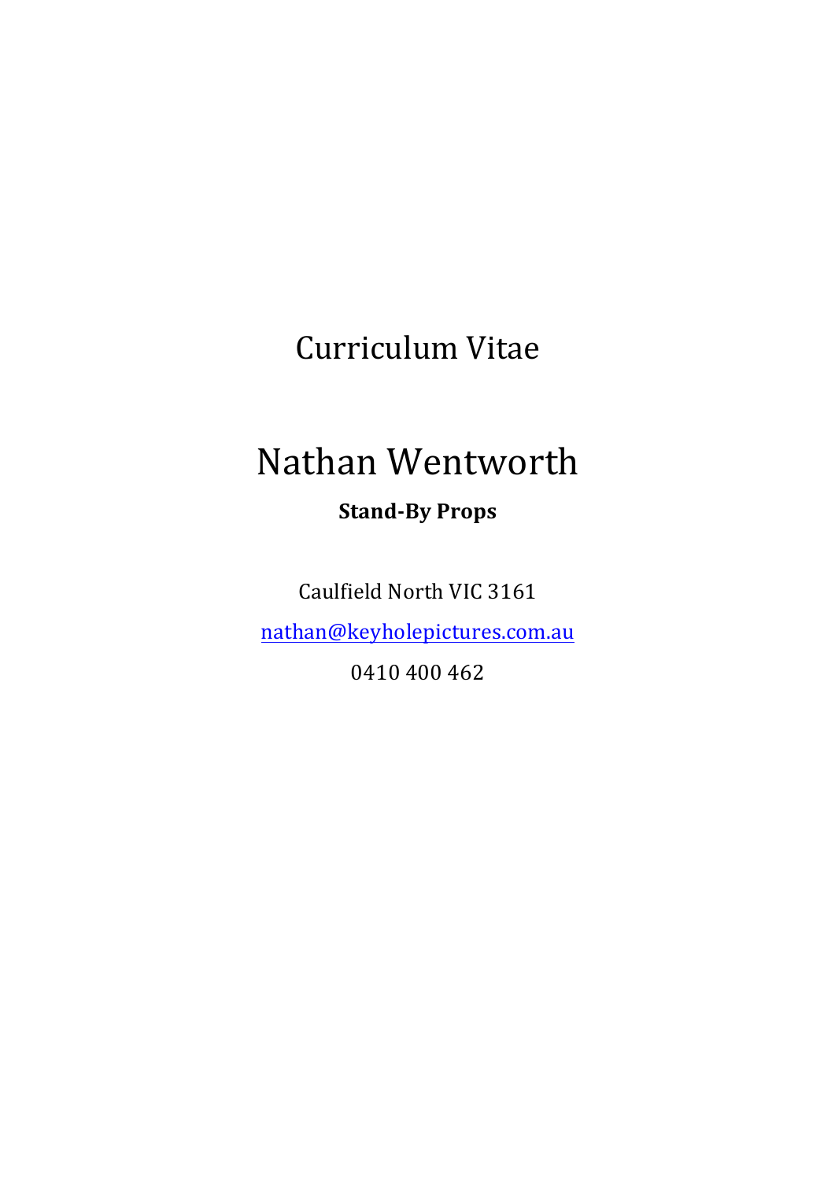# Curriculum Vitae

# Nathan Wentworth

**Stand-By Props**

Caulfield North VIC 3161

[nathan@keyholepictures.com.au](mailto:nathan@keyholepictures.com.au)

0410 400 462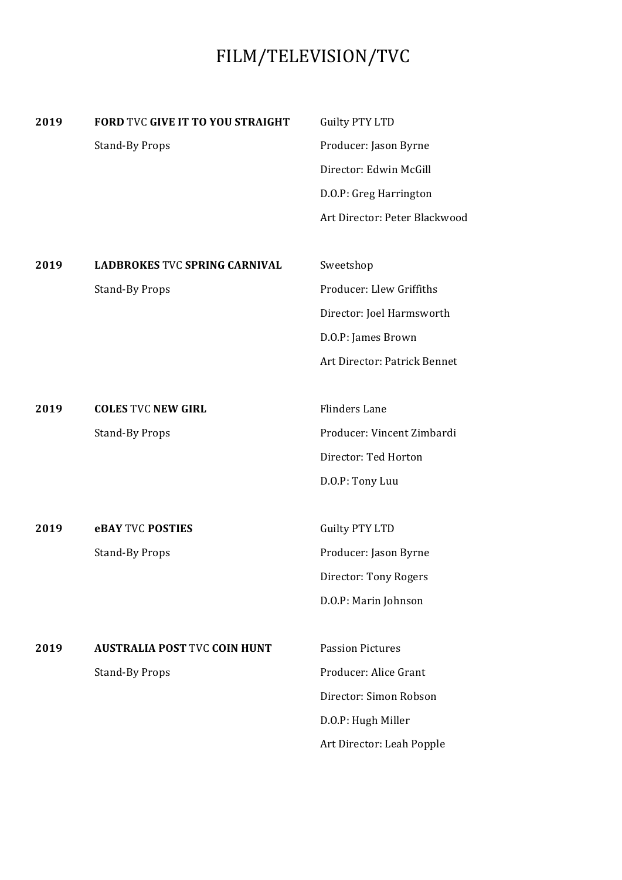# FILM/TELEVISION/TVC

| | | |
|---|---|---|
| **2019** | **FORD** TVC **GIVE IT TO YOU STRAIGHT** | Guilty PTY LTD |
| | Stand-By Props | Producer: Jason Byrne |
| | | Director: Edwin McGill |
| | | D.O.P: Greg Harrington |
| | | Art Director: Peter Blackwood |
| **2019** | **LADBROKES** TVC **SPRING CARNIVAL** | Sweetshop |
| | Stand-By Props | Producer: Llew Griffiths |
| | | Director: Joel Harmsworth |
| | | D.O.P: James Brown |
| | | Art Director: Patrick Bennet |
| **2019** | **COLES** TVC **NEW GIRL** | Flinders Lane |
| | Stand-By Props | Producer: Vincent Zimbardi |
| | | Director: Ted Horton |
| | | D.O.P: Tony Luu |
| **2019** | **eBAY** TVC **POSTIES** | Guilty PTY LTD |
| | Stand-By Props | Producer: Jason Byrne |
| | | Director: Tony Rogers |
| | | D.O.P: Marin Johnson |
| **2019** | **AUSTRALIA POST** TVC **COIN HUNT** | Passion Pictures |
| | Stand-By Props | Producer: Alice Grant |
| | | Director: Simon Robson |
| | | D.O.P: Hugh Miller |
| | | Art Director: Leah Popple |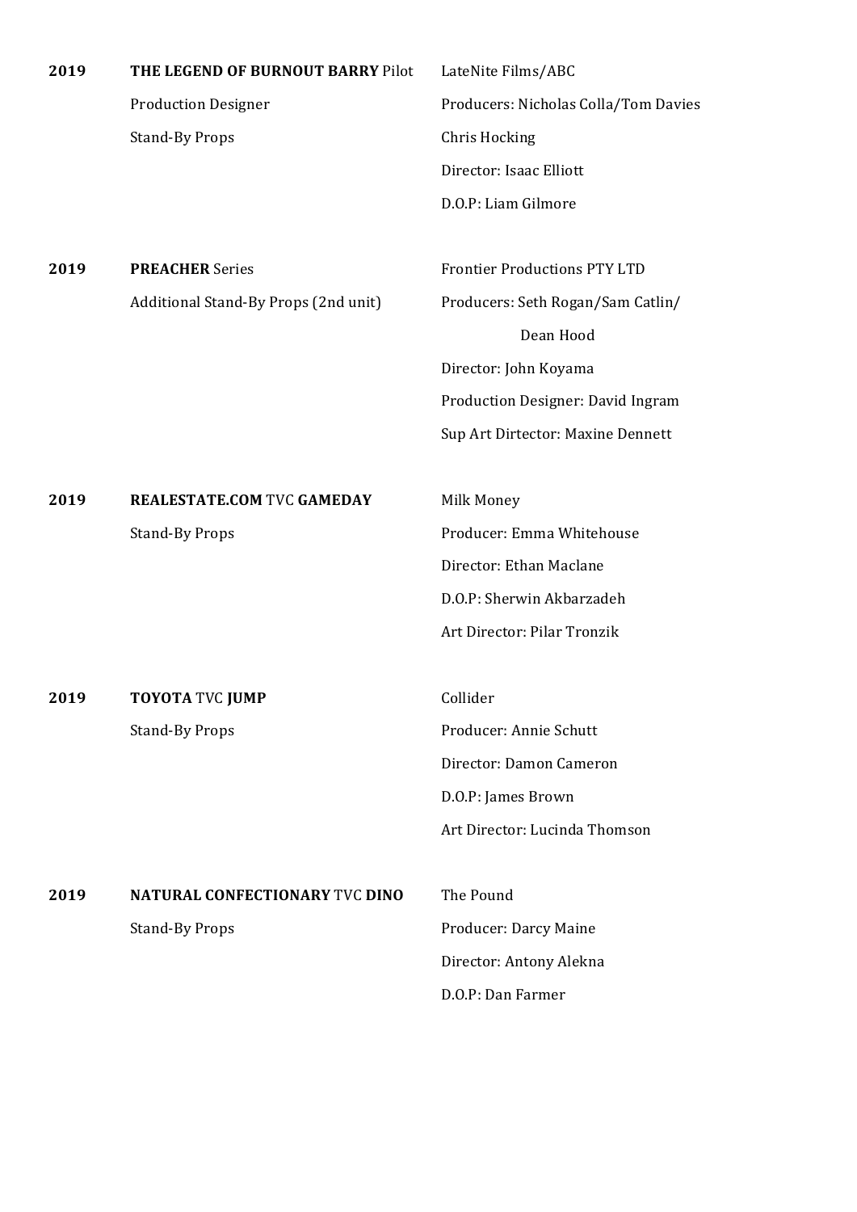**2019** **THE LEGEND OF BURNOUT BARRY** Pilot
Production Designer
Stand-By Props

LateNite Films/ABC
Producers: Nicholas Colla/Tom Davies
Chris Hocking
Director: Isaac Elliott
D.O.P: Liam Gilmore

**2019** **PREACHER** Series
Additional Stand-By Props (2nd unit)

Frontier Productions PTY LTD
Producers: Seth Rogan/Sam Catlin/
Dean Hood
Director: John Koyama
Production Designer: David Ingram
Sup Art Dirtector: Maxine Dennett

**2019** **REALESTATE.COM** TVC **GAMEDAY**
Stand-By Props

Milk Money
Producer: Emma Whitehouse
Director: Ethan Maclane
D.O.P: Sherwin Akbarzadeh
Art Director: Pilar Tronzik

**2019** **TOYOTA** TVC **JUMP**
Stand-By Props

Collider
Producer: Annie Schutt
Director: Damon Cameron
D.O.P: James Brown
Art Director: Lucinda Thomson

**2019** **NATURAL CONFECTIONARY** TVC **DINO**
Stand-By Props

The Pound
Producer: Darcy Maine
Director: Antony Alekna
D.O.P: Dan Farmer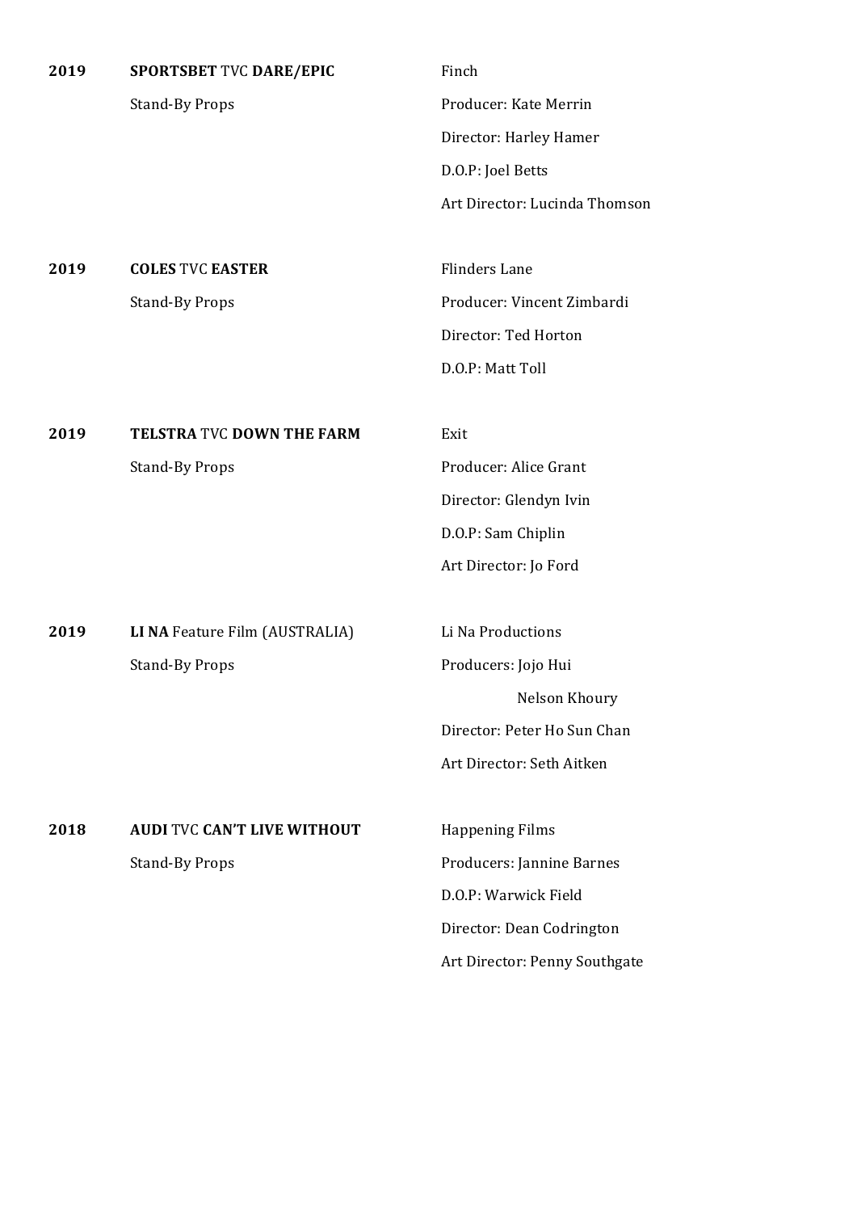**2019** **SPORTSBET** TVC **DARE/EPIC**

Stand-By Props

Finch
Producer: Kate Merrin
Director: Harley Hamer
D.O.P: Joel Betts
Art Director: Lucinda Thomson

**2019** **COLES** TVC **EASTER**

Stand-By Props

Flinders Lane
Producer: Vincent Zimbardi
Director: Ted Horton
D.O.P: Matt Toll

**2019** **TELSTRA** TVC **DOWN THE FARM**

Stand-By Props

Exit
Producer: Alice Grant
Director: Glendyn Ivin
D.O.P: Sam Chiplin
Art Director: Jo Ford

**2019** **LI NA** Feature Film (AUSTRALIA)

Stand-By Props

Li Na Productions
Producers: Jojo Hui
Nelson Khoury
Director: Peter Ho Sun Chan
Art Director: Seth Aitken

**2018** **AUDI** TVC **CAN'T LIVE WITHOUT**

Stand-By Props

Happening Films
Producers: Jannine Barnes
D.O.P: Warwick Field
Director: Dean Codrington
Art Director: Penny Southgate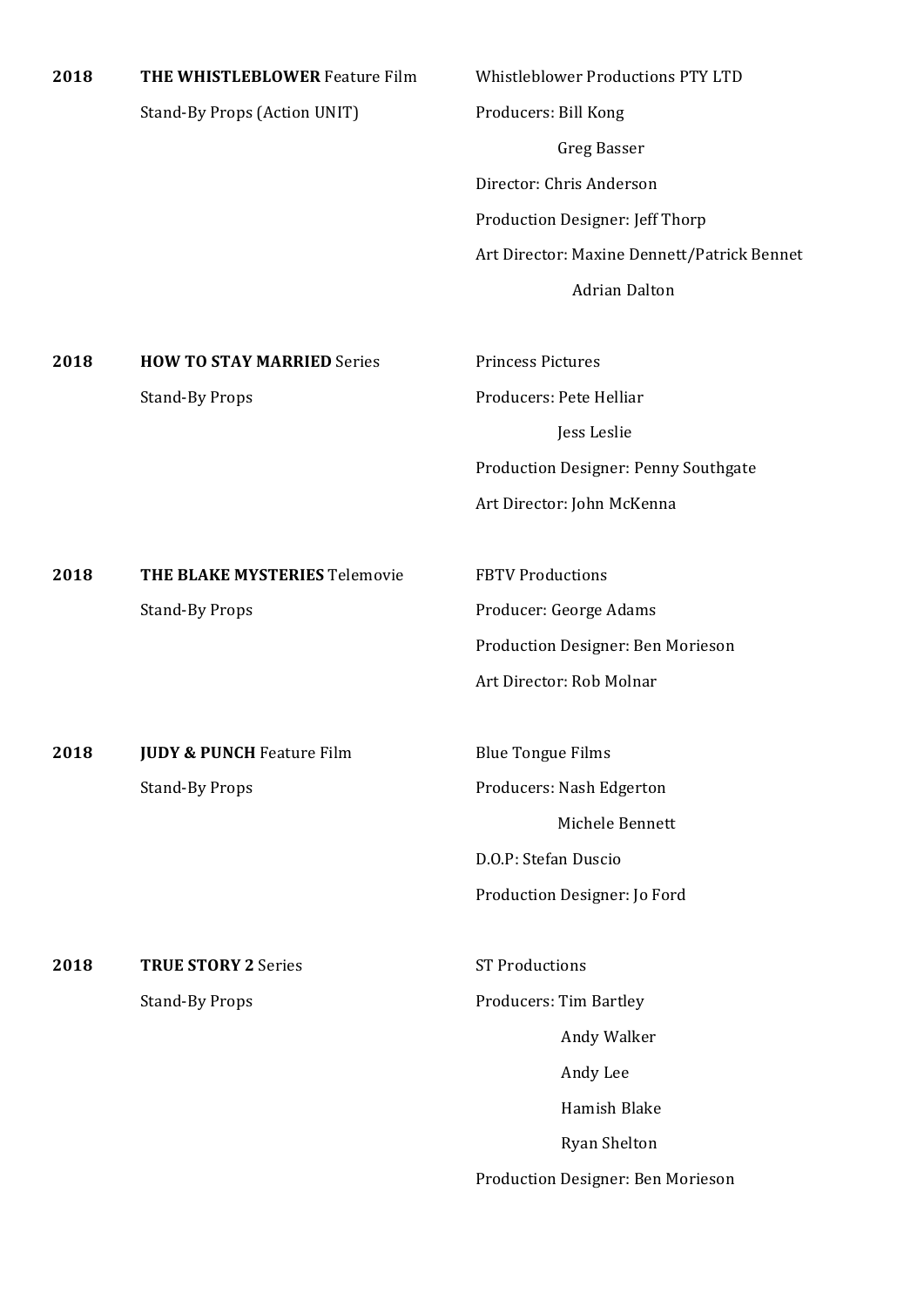| | | |
|---|---|---|
| **2018** | **THE WHISTLEBLOWER** Feature Film | Whistleblower Productions PTY LTD |
| | Stand-By Props (Action UNIT) | Producers: Bill Kong |
| | | Greg Basser |
| | | Director: Chris Anderson |
| | | Production Designer: Jeff Thorp |
| | | Art Director: Maxine Dennett/Patrick Bennet |
| | | Adrian Dalton |
| | | |
| **2018** | **HOW TO STAY MARRIED** Series | Princess Pictures |
| | Stand-By Props | Producers: Pete Helliar |
| | | Jess Leslie |
| | | Production Designer: Penny Southgate |
| | | Art Director: John McKenna |
| | | |
| **2018** | **THE BLAKE MYSTERIES** Telemovie | FBTV Productions |
| | Stand-By Props | Producer: George Adams |
| | | Production Designer: Ben Morieson |
| | | Art Director: Rob Molnar |
| | | |
| **2018** | **JUDY & PUNCH** Feature Film | Blue Tongue Films |
| | Stand-By Props | Producers: Nash Edgerton |
| | | Michele Bennett |
| | | D.O.P: Stefan Duscio |
| | | Production Designer: Jo Ford |
| | | |
| **2018** | **TRUE STORY 2** Series | ST Productions |
| | Stand-By Props | Producers: Tim Bartley |
| | | Andy Walker |
| | | Andy Lee |
| | | Hamish Blake |
| | | Ryan Shelton |
| | | Production Designer: Ben Morieson |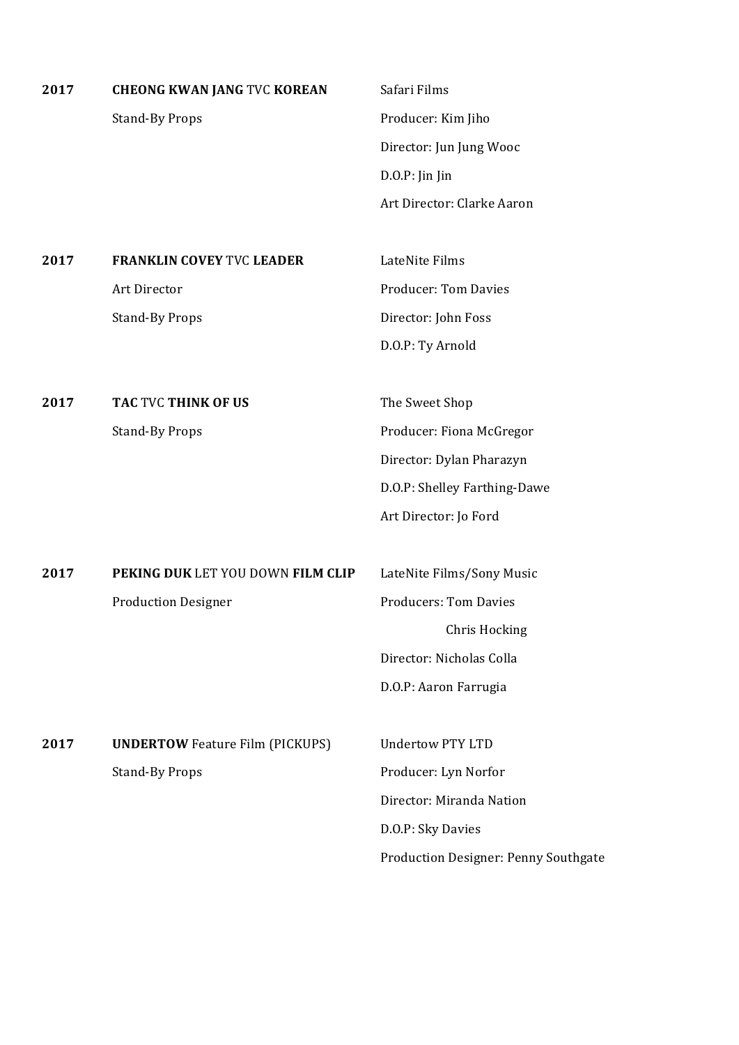**2017** **CHEONG KWAN JANG** TVC **KOREAN**

Stand-By Props

Safari Films

Producer: Kim Jiho

Director: Jun Jung Wooc

D.O.P: Jin Jin

Art Director: Clarke Aaron

**2017** **FRANKLIN COVEY** TVC **LEADER**

Art Director

Stand-By Props

LateNite Films

Producer: Tom Davies

Director: John Foss

D.O.P: Ty Arnold

**2017** **TAC** TVC **THINK OF US**

Stand-By Props

The Sweet Shop

Producer: Fiona McGregor

Director: Dylan Pharazyn

D.O.P: Shelley Farthing-Dawe

Art Director: Jo Ford

**2017** **PEKING DUK** LET YOU DOWN **FILM CLIP**

Production Designer

LateNite Films/Sony Music

Producers: Tom Davies

Chris Hocking

Director: Nicholas Colla

D.O.P: Aaron Farrugia

**2017** **UNDERTOW** Feature Film (PICKUPS)

Stand-By Props

Undertow PTY LTD

Producer: Lyn Norfor

Director: Miranda Nation

D.O.P: Sky Davies

Production Designer: Penny Southgate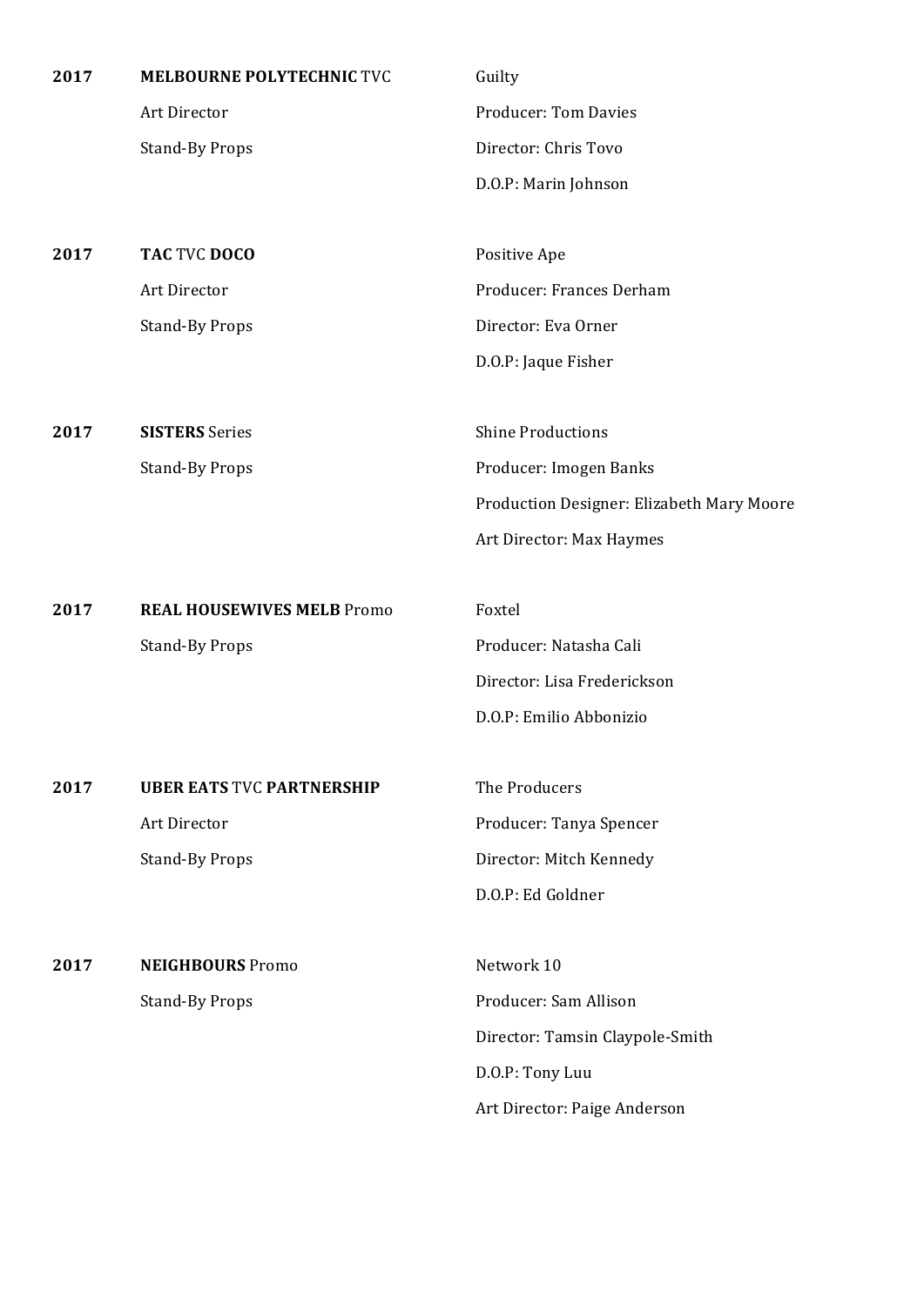**2017** **MELBOURNE POLYTECHNIC** TVC

Art Director
Stand-By Props

Guilty
Producer: Tom Davies
Director: Chris Tovo
D.O.P: Marin Johnson

**2017** **TAC** TVC **DOCO**

Art Director
Stand-By Props

Positive Ape
Producer: Frances Derham
Director: Eva Orner
D.O.P: Jaque Fisher

**2017** **SISTERS** Series

Stand-By Props

Shine Productions
Producer: Imogen Banks
Production Designer: Elizabeth Mary Moore
Art Director: Max Haymes

**2017** **REAL HOUSEWIVES MELB** Promo

Stand-By Props

Foxtel
Producer: Natasha Cali
Director: Lisa Frederickson
D.O.P: Emilio Abbonizio

**2017** **UBER EATS** TVC **PARTNERSHIP**

Art Director
Stand-By Props

The Producers
Producer: Tanya Spencer
Director: Mitch Kennedy
D.O.P: Ed Goldner

**2017** **NEIGHBOURS** Promo

Stand-By Props

Network 10
Producer: Sam Allison
Director: Tamsin Claypole-Smith
D.O.P: Tony Luu
Art Director: Paige Anderson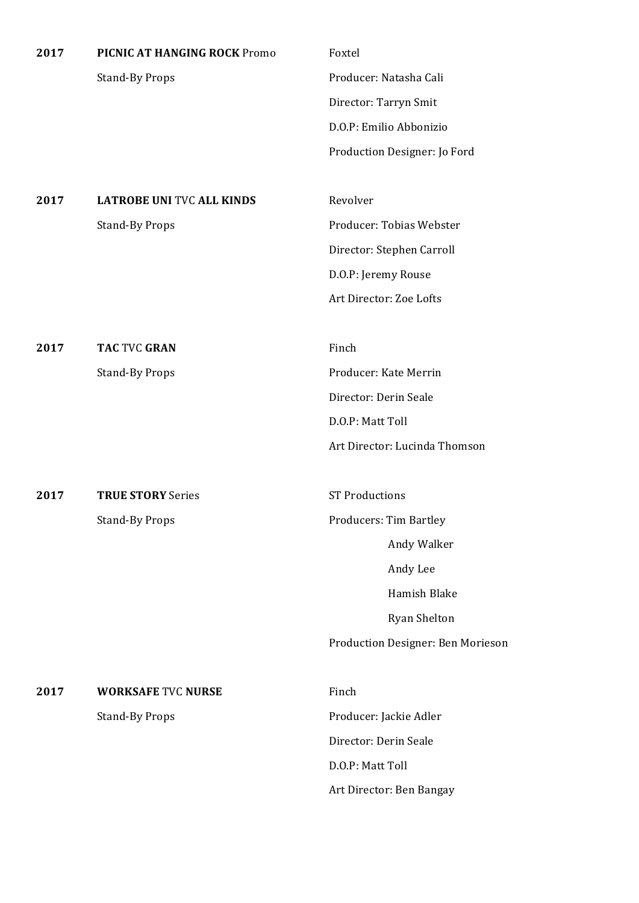**2017** **PICNIC AT HANGING ROCK** Promo
Stand-By Props

Foxtel
Producer: Natasha Cali
Director: Tarryn Smit
D.O.P: Emilio Abbonizio
Production Designer: Jo Ford

**2017** **LATROBE UNI** TVC **ALL KINDS**
Stand-By Props

Revolver
Producer: Tobias Webster
Director: Stephen Carroll
D.O.P: Jeremy Rouse
Art Director: Zoe Lofts

**2017** **TAC** TVC **GRAN**
Stand-By Props

Finch
Producer: Kate Merrin
Director: Derin Seale
D.O.P: Matt Toll
Art Director: Lucinda Thomson

**2017** **TRUE STORY** Series
Stand-By Props

ST Productions
Producers: Tim Bartley
Andy Walker
Andy Lee
Hamish Blake
Ryan Shelton
Production Designer: Ben Morieson

**2017** **WORKSAFE** TVC **NURSE**
Stand-By Props

Finch
Producer: Jackie Adler
Director: Derin Seale
D.O.P: Matt Toll
Art Director: Ben Bangay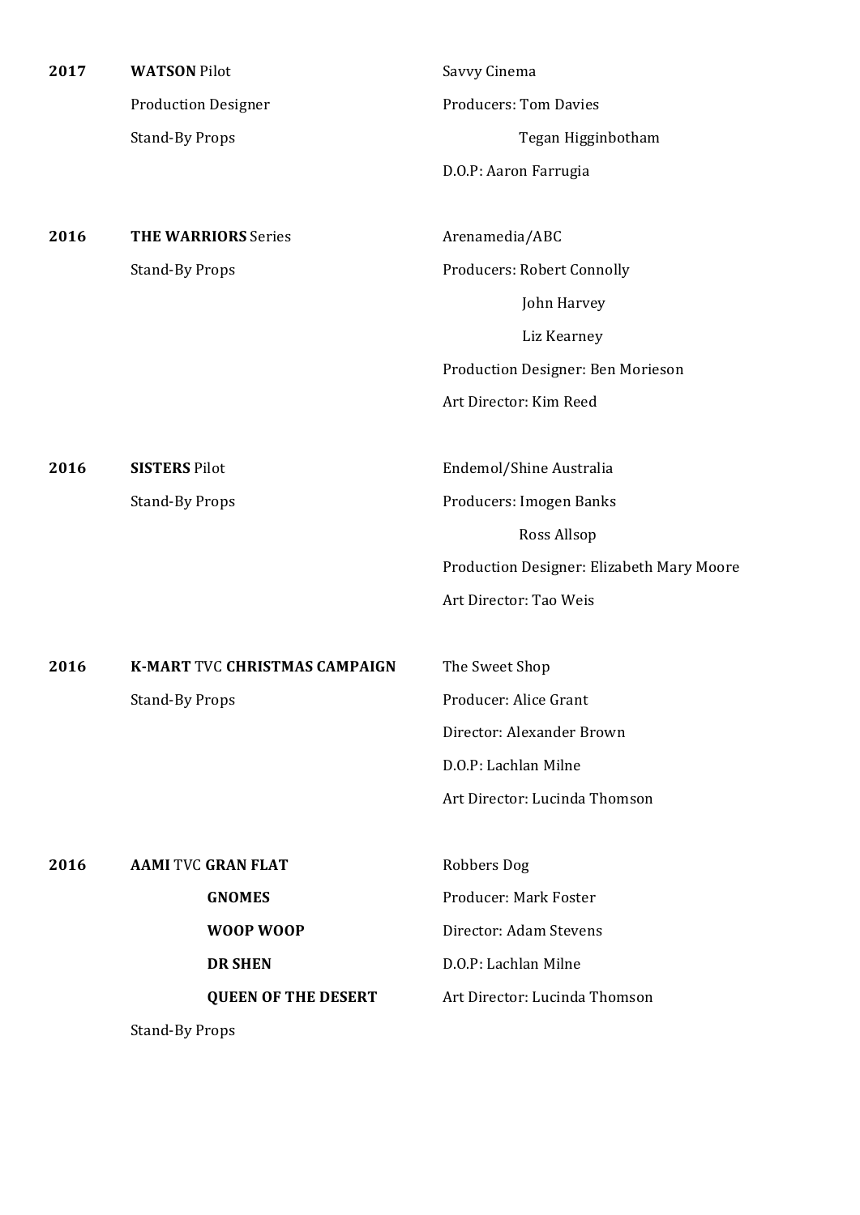| | | |
|---|---|---|
| **2017** | **WATSON** Pilot | Savvy Cinema |
| | Production Designer | Producers: Tom Davies |
| | Stand-By Props | Tegan Higginbotham |
| | | D.O.P: Aaron Farrugia |
| | | |
| **2016** | **THE WARRIORS** Series | Arenamedia/ABC |
| | Stand-By Props | Producers: Robert Connolly |
| | | John Harvey |
| | | Liz Kearney |
| | | Production Designer: Ben Morieson |
| | | Art Director: Kim Reed |
| | | |
| **2016** | **SISTERS** Pilot | Endemol/Shine Australia |
| | Stand-By Props | Producers: Imogen Banks |
| | | Ross Allsop |
| | | Production Designer: Elizabeth Mary Moore |
| | | Art Director: Tao Weis |
| | | |
| **2016** | **K-MART** TVC **CHRISTMAS CAMPAIGN** | The Sweet Shop |
| | Stand-By Props | Producer: Alice Grant |
| | | Director: Alexander Brown |
| | | D.O.P: Lachlan Milne |
| | | Art Director: Lucinda Thomson |
| | | |
| **2016** | **AAMI** TVC **GRAN FLAT** | Robbers Dog |
| | **GNOMES** | Producer: Mark Foster |
| | **WOOP WOOP** | Director: Adam Stevens |
| | **DR SHEN** | D.O.P: Lachlan Milne |
| | **QUEEN OF THE DESERT** | Art Director: Lucinda Thomson |
| | Stand-By Props | |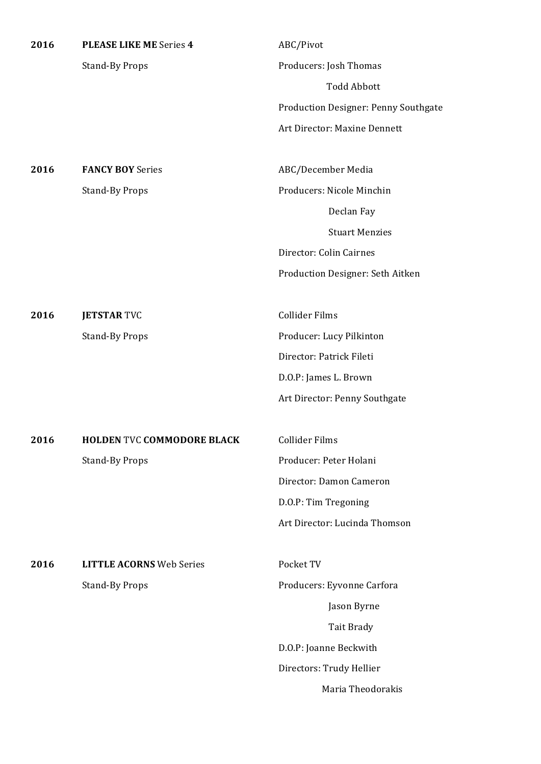**2016** **PLEASE LIKE ME** Series **4**
Stand-By Props

ABC/Pivot
Producers: Josh Thomas
Todd Abbott
Production Designer: Penny Southgate
Art Director: Maxine Dennett

**2016** **FANCY BOY** Series
Stand-By Props

ABC/December Media
Producers: Nicole Minchin
Declan Fay
Stuart Menzies
Director: Colin Cairnes
Production Designer: Seth Aitken

**2016** **JETSTAR** TVC
Stand-By Props

Collider Films
Producer: Lucy Pilkinton
Director: Patrick Fileti
D.O.P: James L. Brown
Art Director: Penny Southgate

**2016** **HOLDEN** TVC **COMMODORE BLACK**
Stand-By Props

Collider Films
Producer: Peter Holani
Director: Damon Cameron
D.O.P: Tim Tregoning
Art Director: Lucinda Thomson

**2016** **LITTLE ACORNS** Web Series
Stand-By Props

Pocket TV
Producers: Eyvonne Carfora
Jason Byrne
Tait Brady
D.O.P: Joanne Beckwith
Directors: Trudy Hellier
Maria Theodorakis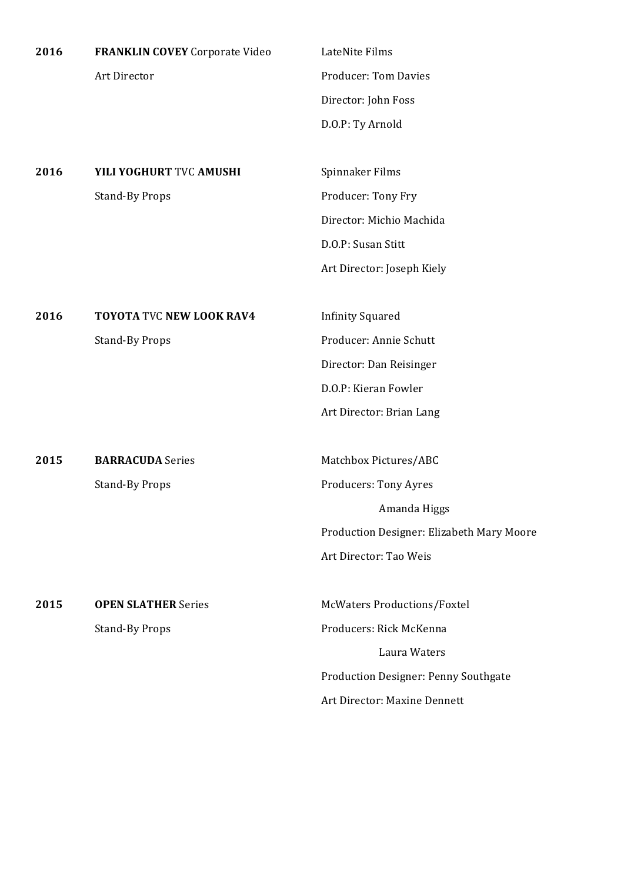| | | |
|---|---|---|
| **2016** | **FRANKLIN COVEY** Corporate Video | LateNite Films |
| | Art Director | Producer: Tom Davies |
| | | Director: John Foss |
| | | D.O.P: Ty Arnold |
| | | |
| **2016** | **YILI YOGHURT** TVC **AMUSHI** | Spinnaker Films |
| | Stand-By Props | Producer: Tony Fry |
| | | Director: Michio Machida |
| | | D.O.P: Susan Stitt |
| | | Art Director: Joseph Kiely |
| | | |
| **2016** | **TOYOTA** TVC **NEW LOOK RAV4** | Infinity Squared |
| | Stand-By Props | Producer: Annie Schutt |
| | | Director: Dan Reisinger |
| | | D.O.P: Kieran Fowler |
| | | Art Director: Brian Lang |
| | | |
| **2015** | **BARRACUDA** Series | Matchbox Pictures/ABC |
| | Stand-By Props | Producers: Tony Ayres |
| | | Amanda Higgs |
| | | Production Designer: Elizabeth Mary Moore |
| | | Art Director: Tao Weis |
| | | |
| **2015** | **OPEN SLATHER** Series | McWaters Productions/Foxtel |
| | Stand-By Props | Producers: Rick McKenna |
| | | Laura Waters |
| | | Production Designer: Penny Southgate |
| | | Art Director: Maxine Dennett |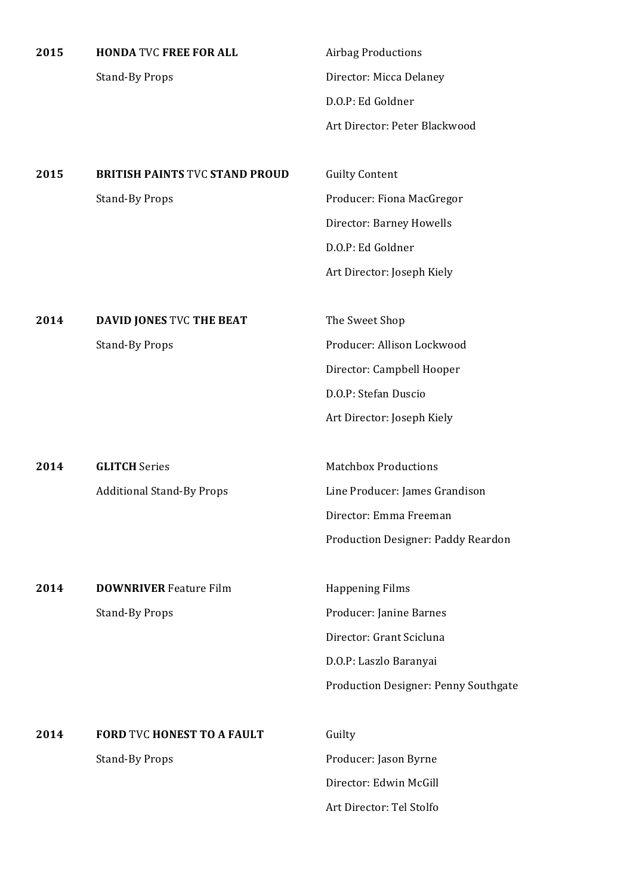**2015** **HONDA** TVC **FREE FOR ALL**
Stand-By Props

Airbag Productions
Director: Micca Delaney
D.O.P: Ed Goldner
Art Director: Peter Blackwood

**2015** **BRITISH PAINTS** TVC **STAND PROUD**
Stand-By Props

Guilty Content
Producer: Fiona MacGregor
Director: Barney Howells
D.O.P: Ed Goldner
Art Director: Joseph Kiely

**2014** **DAVID JONES** TVC **THE BEAT**
Stand-By Props

The Sweet Shop
Producer: Allison Lockwood
Director: Campbell Hooper
D.O.P: Stefan Duscio
Art Director: Joseph Kiely

**2014** **GLITCH** Series
Additional Stand-By Props

Matchbox Productions
Line Producer: James Grandison
Director: Emma Freeman
Production Designer: Paddy Reardon

**2014** **DOWNRIVER** Feature Film
Stand-By Props

Happening Films
Producer: Janine Barnes
Director: Grant Scicluna
D.O.P: Laszlo Baranyai
Production Designer: Penny Southgate

**2014** **FORD** TVC **HONEST TO A FAULT**
Stand-By Props

Guilty
Producer: Jason Byrne
Director: Edwin McGill
Art Director: Tel Stolfo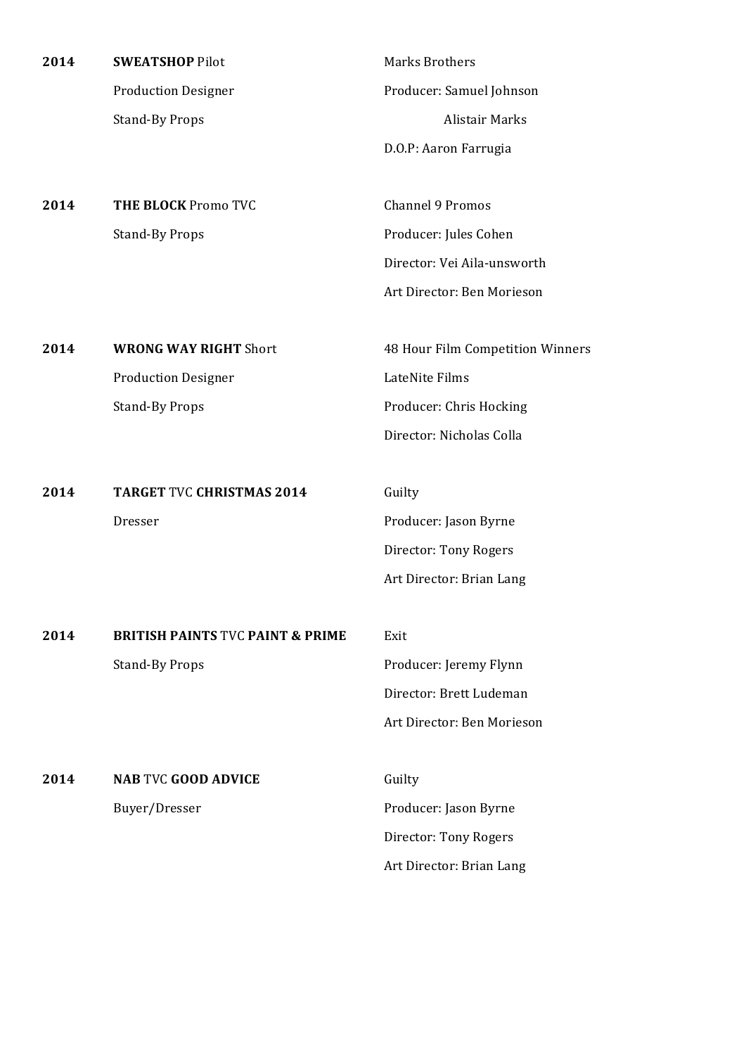| | | |
|---|---|---|
| **2014** | **SWEATSHOP** Pilot | Marks Brothers |
| | Production Designer | Producer: Samuel Johnson |
| | Stand-By Props | Alistair Marks |
| | | D.O.P: Aaron Farrugia |
| | | |
| **2014** | **THE BLOCK** Promo TVC | Channel 9 Promos |
| | Stand-By Props | Producer: Jules Cohen |
| | | Director: Vei Aila-unsworth |
| | | Art Director: Ben Morieson |
| | | |
| **2014** | **WRONG WAY RIGHT** Short | 48 Hour Film Competition Winners |
| | Production Designer | LateNite Films |
| | Stand-By Props | Producer: Chris Hocking |
| | | Director: Nicholas Colla |
| | | |
| **2014** | **TARGET** TVC **CHRISTMAS 2014** | Guilty |
| | Dresser | Producer: Jason Byrne |
| | | Director: Tony Rogers |
| | | Art Director: Brian Lang |
| | | |
| **2014** | **BRITISH PAINTS** TVC **PAINT & PRIME** | Exit |
| | Stand-By Props | Producer: Jeremy Flynn |
| | | Director: Brett Ludeman |
| | | Art Director: Ben Morieson |
| | | |
| **2014** | **NAB** TVC **GOOD ADVICE** | Guilty |
| | Buyer/Dresser | Producer: Jason Byrne |
| | | Director: Tony Rogers |
| | | Art Director: Brian Lang |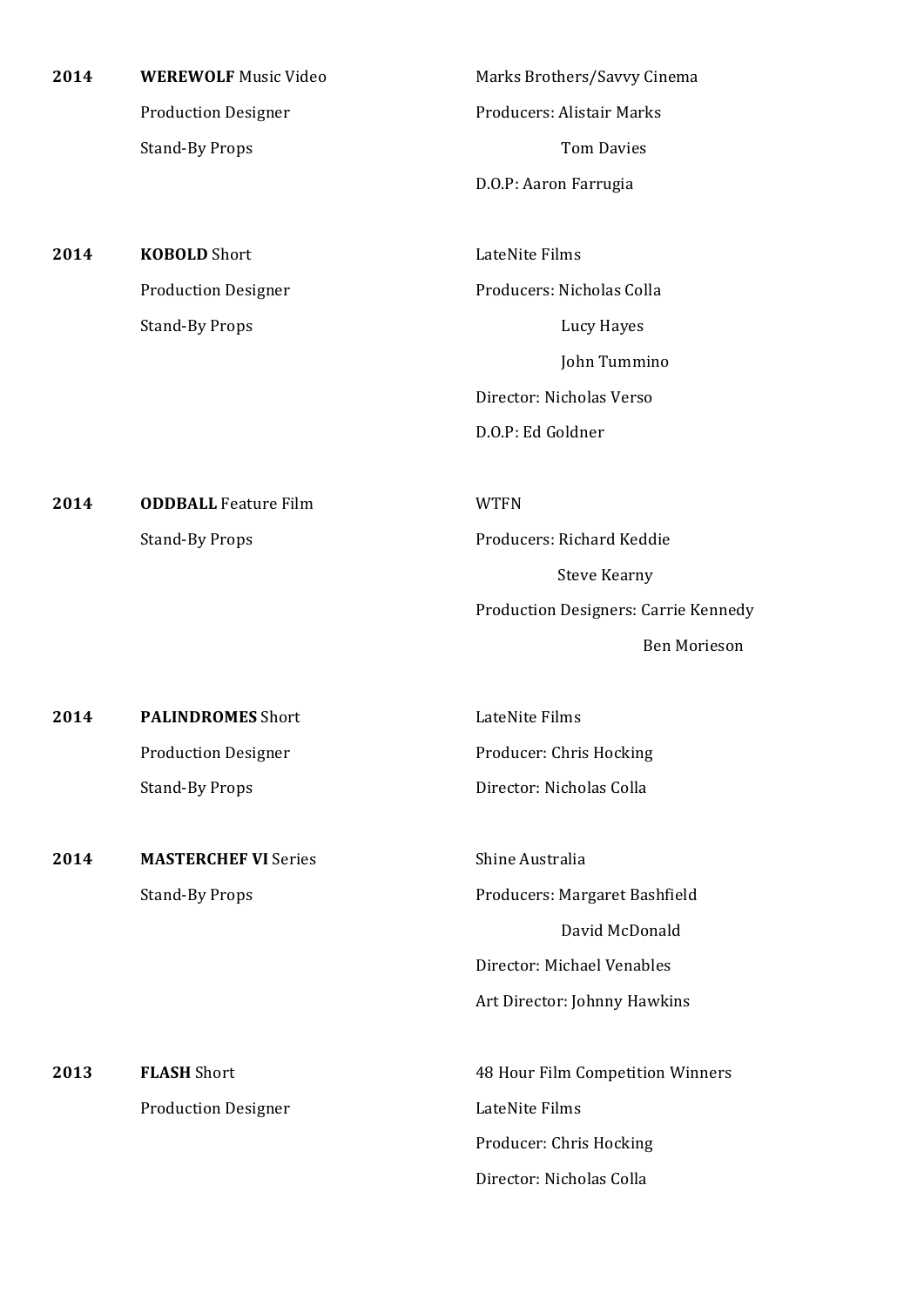| Year | Project / Role | Company / Credits |
|---|---|---|
| **2014** | **WEREWOLF** Music Video | Marks Brothers/Savvy Cinema |
| | Production Designer | Producers: Alistair Marks |
| | Stand-By Props | Tom Davies |
| | | D.O.P: Aaron Farrugia |
| **2014** | **KOBOLD** Short | LateNite Films |
| | Production Designer | Producers: Nicholas Colla |
| | Stand-By Props | Lucy Hayes |
| | | John Tummino |
| | | Director: Nicholas Verso |
| | | D.O.P: Ed Goldner |
| **2014** | **ODDBALL** Feature Film | WTFN |
| | Stand-By Props | Producers: Richard Keddie |
| | | Steve Kearny |
| | | Production Designers: Carrie Kennedy |
| | | Ben Morieson |
| **2014** | **PALINDROMES** Short | LateNite Films |
| | Production Designer | Producer: Chris Hocking |
| | Stand-By Props | Director: Nicholas Colla |
| **2014** | **MASTERCHEF VI** Series | Shine Australia |
| | Stand-By Props | Producers: Margaret Bashfield |
| | | David McDonald |
| | | Director: Michael Venables |
| | | Art Director: Johnny Hawkins |
| **2013** | **FLASH** Short | 48 Hour Film Competition Winners |
| | Production Designer | LateNite Films |
| | | Producer: Chris Hocking |
| | | Director: Nicholas Colla |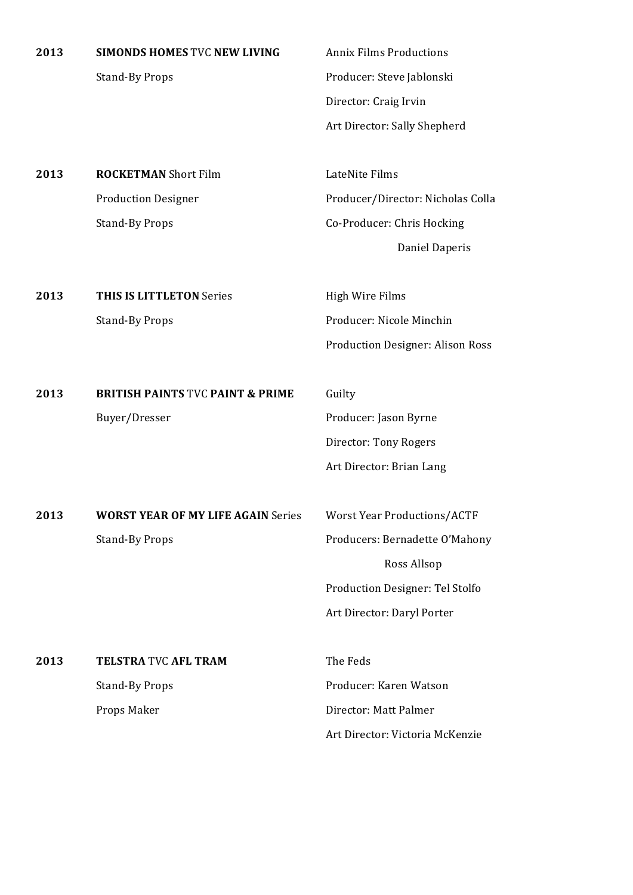| | | |
|---|---|---|
| **2013** | **SIMONDS HOMES** TVC **NEW LIVING** | Annix Films Productions |
| | Stand-By Props | Producer: Steve Jablonski |
| | | Director: Craig Irvin |
| | | Art Director: Sally Shepherd |
| | | |
| **2013** | **ROCKETMAN** Short Film | LateNite Films |
| | Production Designer | Producer/Director: Nicholas Colla |
| | Stand-By Props | Co-Producer: Chris Hocking |
| | | Daniel Daperis |
| | | |
| **2013** | **THIS IS LITTLETON** Series | High Wire Films |
| | Stand-By Props | Producer: Nicole Minchin |
| | | Production Designer: Alison Ross |
| | | |
| **2013** | **BRITISH PAINTS** TVC **PAINT & PRIME** | Guilty |
| | Buyer/Dresser | Producer: Jason Byrne |
| | | Director: Tony Rogers |
| | | Art Director: Brian Lang |
| | | |
| **2013** | **WORST YEAR OF MY LIFE AGAIN** Series | Worst Year Productions/ACTF |
| | Stand-By Props | Producers: Bernadette O'Mahony |
| | | Ross Allsop |
| | | Production Designer: Tel Stolfo |
| | | Art Director: Daryl Porter |
| | | |
| **2013** | **TELSTRA** TVC **AFL TRAM** | The Feds |
| | Stand-By Props | Producer: Karen Watson |
| | Props Maker | Director: Matt Palmer |
| | | Art Director: Victoria McKenzie |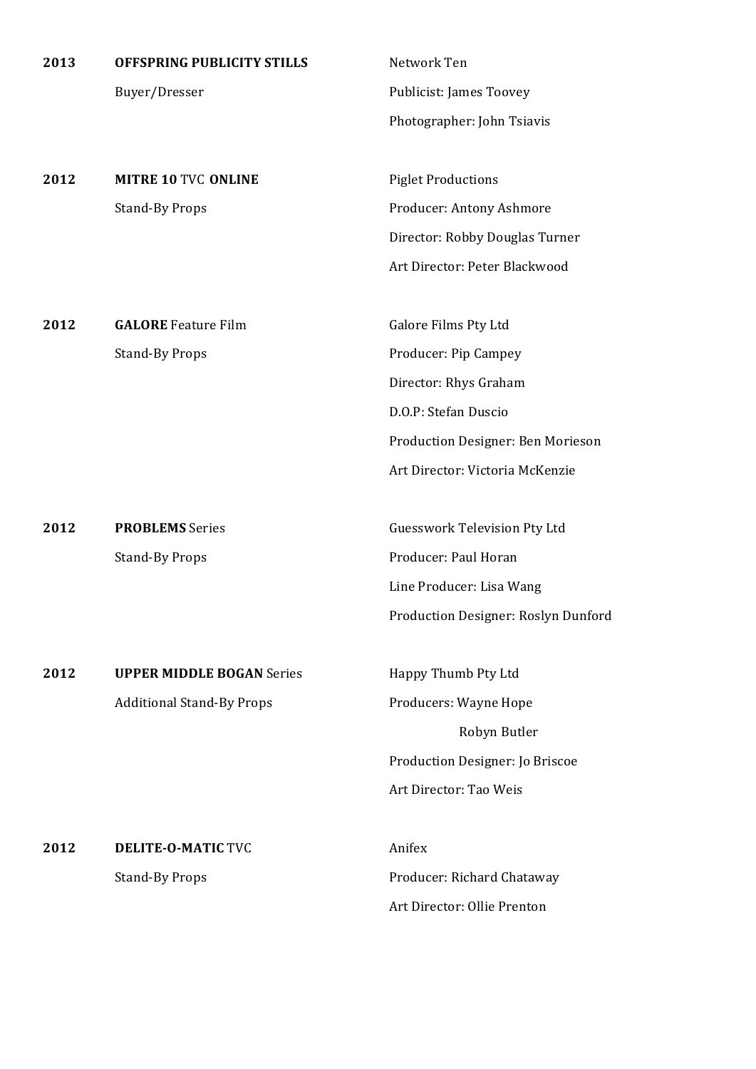**2013** **OFFSPRING PUBLICITY STILLS**
Buyer/Dresser

Network Ten
Publicist: James Toovey
Photographer: John Tsiavis

**2012** **MITRE 10** TVC **ONLINE**
Stand-By Props

Piglet Productions
Producer: Antony Ashmore
Director: Robby Douglas Turner
Art Director: Peter Blackwood

**2012** **GALORE** Feature Film
Stand-By Props

Galore Films Pty Ltd
Producer: Pip Campey
Director: Rhys Graham
D.O.P: Stefan Duscio
Production Designer: Ben Morieson
Art Director: Victoria McKenzie

**2012** **PROBLEMS** Series
Stand-By Props

Guesswork Television Pty Ltd
Producer: Paul Horan
Line Producer: Lisa Wang
Production Designer: Roslyn Dunford

**2012** **UPPER MIDDLE BOGAN** Series
Additional Stand-By Props

Happy Thumb Pty Ltd
Producers: Wayne Hope
Robyn Butler
Production Designer: Jo Briscoe
Art Director: Tao Weis

**2012** **DELITE-O-MATIC** TVC
Stand-By Props

Anifex
Producer: Richard Chataway
Art Director: Ollie Prenton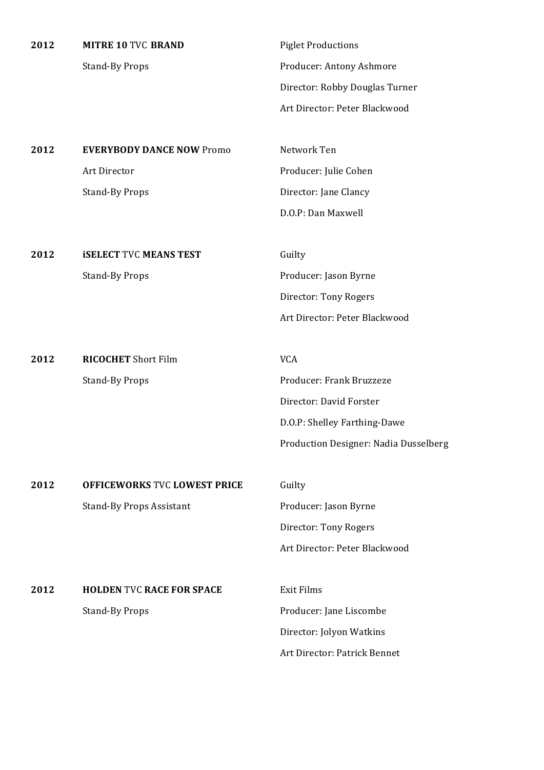**2012** **MITRE 10** TVC **BRAND**
Stand-By Props

Piglet Productions
Producer: Antony Ashmore
Director: Robby Douglas Turner
Art Director: Peter Blackwood

**2012** **EVERYBODY DANCE NOW** Promo
Art Director
Stand-By Props

Network Ten
Producer: Julie Cohen
Director: Jane Clancy
D.O.P: Dan Maxwell

**2012** **iSELECT** TVC **MEANS TEST**
Stand-By Props

Guilty
Producer: Jason Byrne
Director: Tony Rogers
Art Director: Peter Blackwood

**2012** **RICOCHET** Short Film
Stand-By Props

VCA
Producer: Frank Bruzzeze
Director: David Forster
D.O.P: Shelley Farthing-Dawe
Production Designer: Nadia Dusselberg

**2012** **OFFICEWORKS** TVC **LOWEST PRICE**
Stand-By Props Assistant

Guilty
Producer: Jason Byrne
Director: Tony Rogers
Art Director: Peter Blackwood

**2012** **HOLDEN** TVC **RACE FOR SPACE**
Stand-By Props

Exit Films
Producer: Jane Liscombe
Director: Jolyon Watkins
Art Director: Patrick Bennet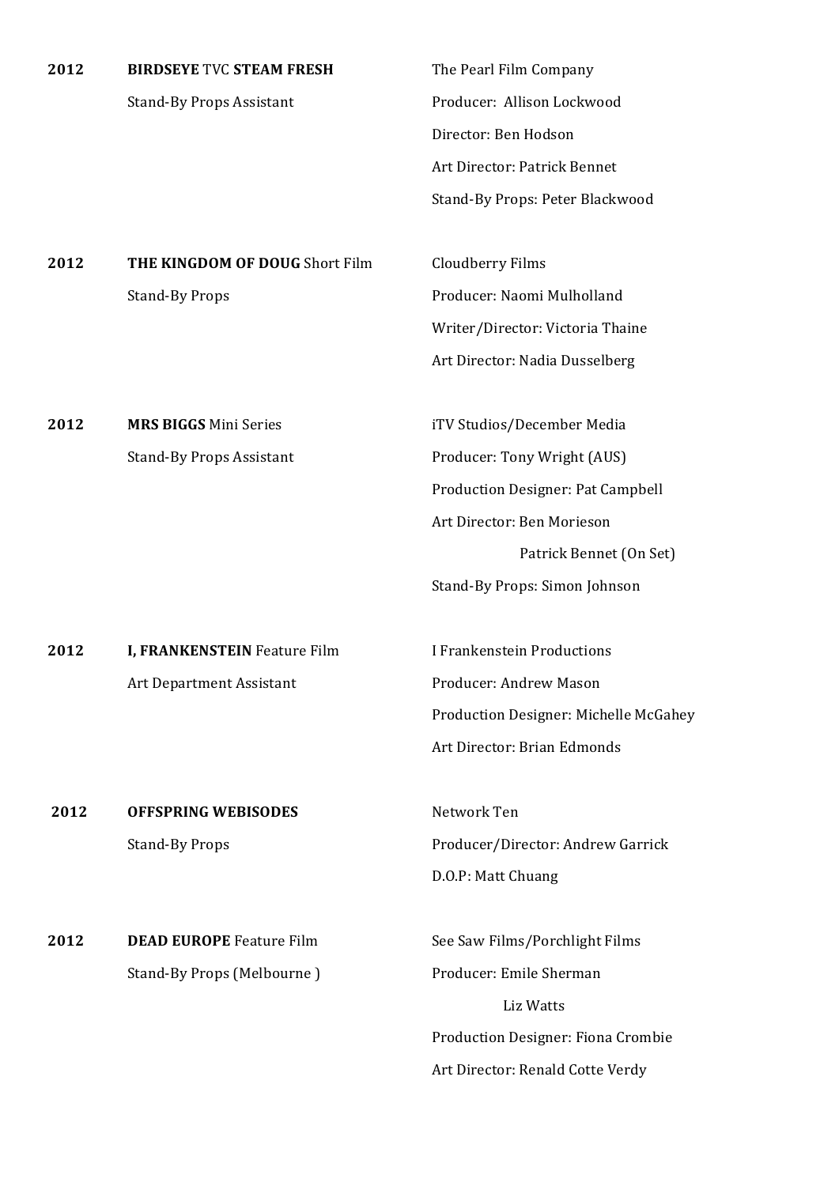**2012** **BIRDSEYE** TVC **STEAM FRESH**
Stand-By Props Assistant

The Pearl Film Company
Producer: Allison Lockwood
Director: Ben Hodson
Art Director: Patrick Bennet
Stand-By Props: Peter Blackwood

**2012** **THE KINGDOM OF DOUG** Short Film
Stand-By Props

Cloudberry Films
Producer: Naomi Mulholland
Writer/Director: Victoria Thaine
Art Director: Nadia Dusselberg

**2012** **MRS BIGGS** Mini Series
Stand-By Props Assistant

iTV Studios/December Media
Producer: Tony Wright (AUS)
Production Designer: Pat Campbell
Art Director: Ben Morieson
Patrick Bennet (On Set)
Stand-By Props: Simon Johnson

**2012** **I, FRANKENSTEIN** Feature Film
Art Department Assistant

I Frankenstein Productions
Producer: Andrew Mason
Production Designer: Michelle McGahey
Art Director: Brian Edmonds

**2012** **OFFSPRING WEBISODES**
Stand-By Props

Network Ten
Producer/Director: Andrew Garrick
D.O.P: Matt Chuang

**2012** **DEAD EUROPE** Feature Film
Stand-By Props (Melbourne )

See Saw Films/Porchlight Films
Producer: Emile Sherman
Liz Watts
Production Designer: Fiona Crombie
Art Director: Renald Cotte Verdy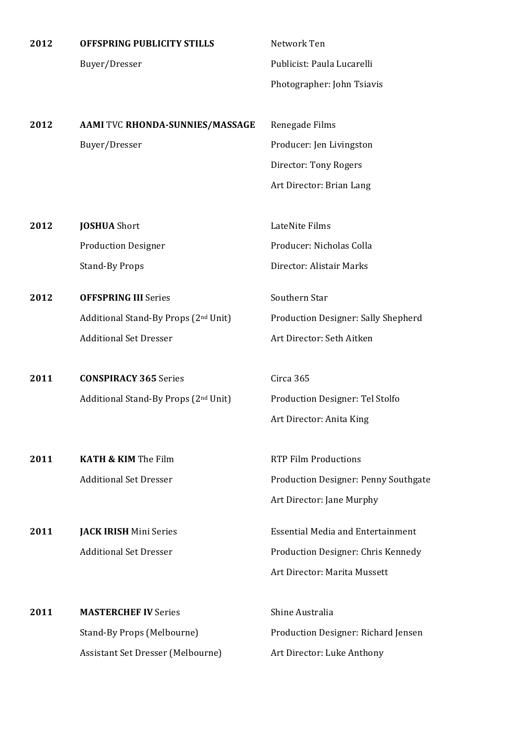| | | |
|---|---|---|
| **2012** | **OFFSPRING PUBLICITY STILLS** | Network Ten |
| | Buyer/Dresser | Publicist: Paula Lucarelli |
| | | Photographer: John Tsiavis |
| **2012** | **AAMI** TVC **RHONDA-SUNNIES/MASSAGE** | Renegade Films |
| | Buyer/Dresser | Producer: Jen Livingston |
| | | Director: Tony Rogers |
| | | Art Director: Brian Lang |
| **2012** | **JOSHUA** Short | LateNite Films |
| | Production Designer | Producer: Nicholas Colla |
| | Stand-By Props | Director: Alistair Marks |
| **2012** | **OFFSPRING III** Series | Southern Star |
| | Additional Stand-By Props (2nd Unit) | Production Designer: Sally Shepherd |
| | Additional Set Dresser | Art Director: Seth Aitken |
| **2011** | **CONSPIRACY 365** Series | Circa 365 |
| | Additional Stand-By Props (2nd Unit) | Production Designer: Tel Stolfo |
| | | Art Director: Anita King |
| **2011** | **KATH & KIM** The Film | RTP Film Productions |
| | Additional Set Dresser | Production Designer: Penny Southgate |
| | | Art Director: Jane Murphy |
| **2011** | **JACK IRISH** Mini Series | Essential Media and Entertainment |
| | Additional Set Dresser | Production Designer: Chris Kennedy |
| | | Art Director: Marita Mussett |
| **2011** | **MASTERCHEF IV** Series | Shine Australia |
| | Stand-By Props (Melbourne) | Production Designer: Richard Jensen |
| | Assistant Set Dresser (Melbourne) | Art Director: Luke Anthony |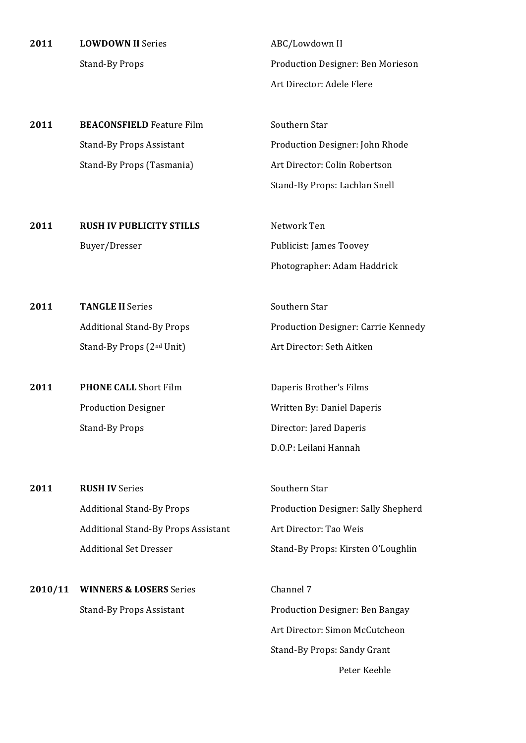**2011** **LOWDOWN II** Series
Stand-By Props
ABC/Lowdown II
Production Designer: Ben Morieson
Art Director: Adele Flere

**2011** **BEACONSFIELD** Feature Film
Stand-By Props Assistant
Stand-By Props (Tasmania)
Southern Star
Production Designer: John Rhode
Art Director: Colin Robertson
Stand-By Props: Lachlan Snell

**2011** **RUSH IV PUBLICITY STILLS**
Buyer/Dresser
Network Ten
Publicist: James Toovey
Photographer: Adam Haddrick

**2011** **TANGLE II** Series
Additional Stand-By Props
Stand-By Props (2nd Unit)
Southern Star
Production Designer: Carrie Kennedy
Art Director: Seth Aitken

**2011** **PHONE CALL** Short Film
Production Designer
Stand-By Props
Daperis Brother's Films
Written By: Daniel Daperis
Director: Jared Daperis
D.O.P: Leilani Hannah

**2011** **RUSH IV** Series
Additional Stand-By Props
Additional Stand-By Props Assistant
Additional Set Dresser
Southern Star
Production Designer: Sally Shepherd
Art Director: Tao Weis
Stand-By Props: Kirsten O'Loughlin

**2010/11** **WINNERS & LOSERS** Series
Stand-By Props Assistant
Channel 7
Production Designer: Ben Bangay
Art Director: Simon McCutcheon
Stand-By Props: Sandy Grant
Peter Keeble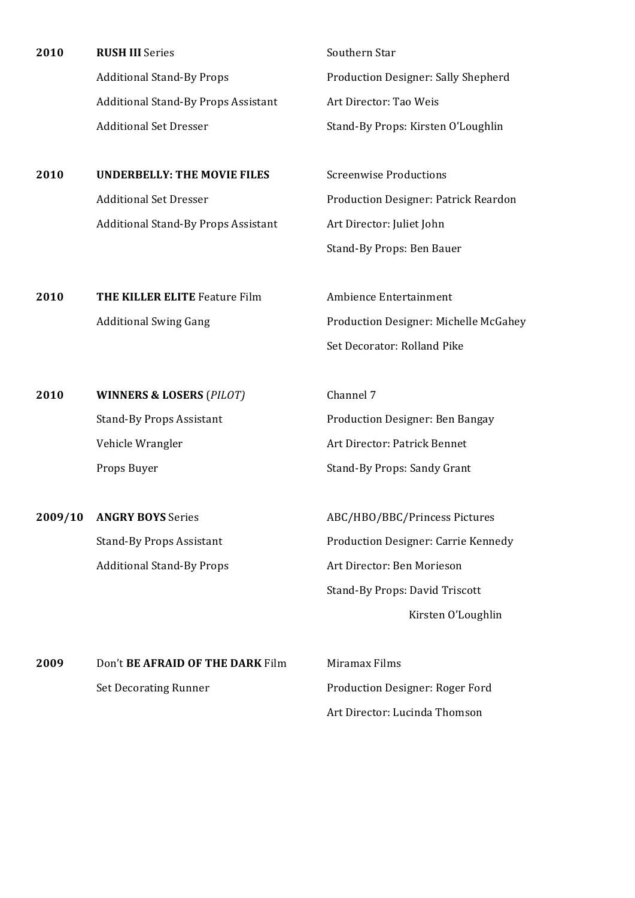**2010** **RUSH III** Series — Southern Star

Additional Stand-By Props — Production Designer: Sally Shepherd

Additional Stand-By Props Assistant — Art Director: Tao Weis

Additional Set Dresser — Stand-By Props: Kirsten O'Loughlin

**2010** **UNDERBELLY: THE MOVIE FILES** — Screenwise Productions

Additional Set Dresser — Production Designer: Patrick Reardon

Additional Stand-By Props Assistant — Art Director: Juliet John

Stand-By Props: Ben Bauer

**2010** **THE KILLER ELITE** Feature Film — Ambience Entertainment

Additional Swing Gang — Production Designer: Michelle McGahey

Set Decorator: Rolland Pike

**2010** **WINNERS & LOSERS** (*PILOT)* — Channel 7

Stand-By Props Assistant — Production Designer: Ben Bangay

Vehicle Wrangler — Art Director: Patrick Bennet

Props Buyer — Stand-By Props: Sandy Grant

**2009/10** **ANGRY BOYS** Series — ABC/HBO/BBC/Princess Pictures

Stand-By Props Assistant — Production Designer: Carrie Kennedy

Additional Stand-By Props — Art Director: Ben Morieson

Stand-By Props: David Triscott
Kirsten O'Loughlin

**2009** Don't **BE AFRAID OF THE DARK** Film — Miramax Films

Set Decorating Runner — Production Designer: Roger Ford

Art Director: Lucinda Thomson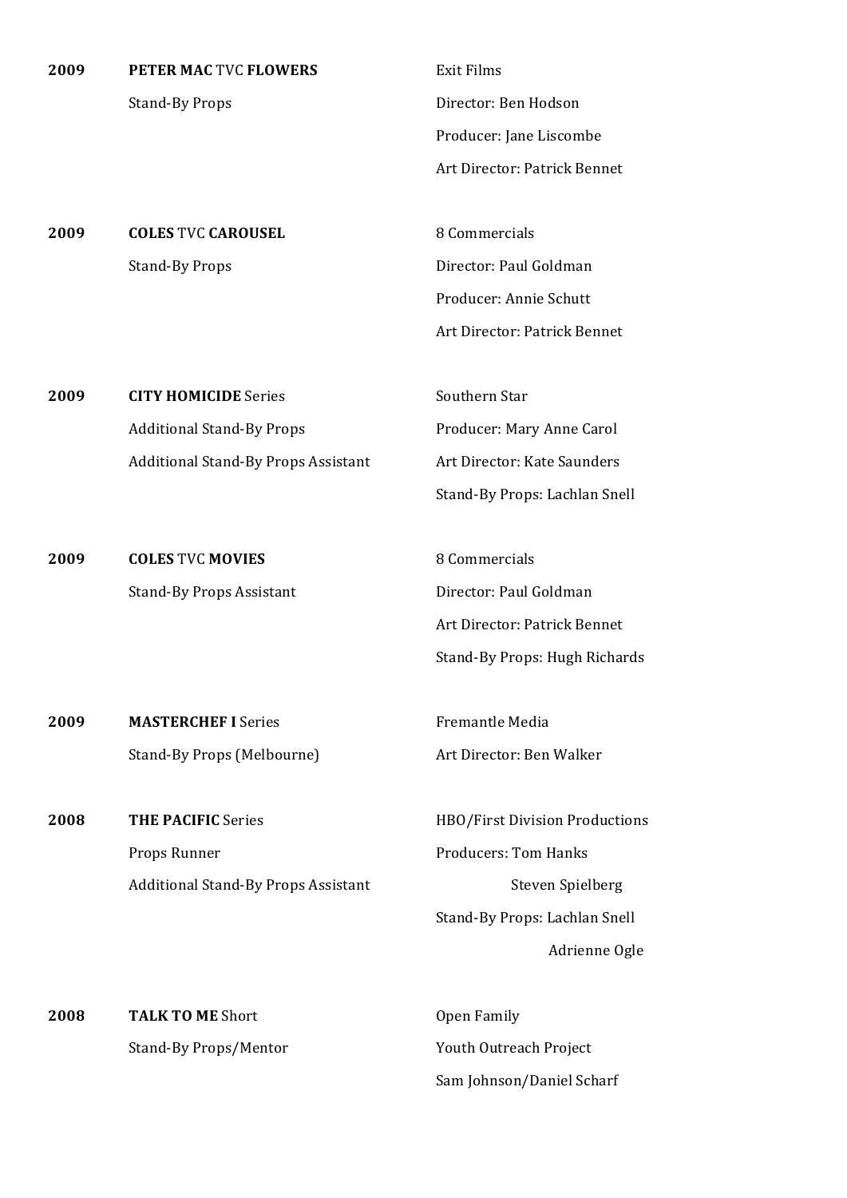**2009** **PETER MAC** TVC **FLOWERS**
Stand-By Props

Exit Films
Director: Ben Hodson
Producer: Jane Liscombe
Art Director: Patrick Bennet

**2009** **COLES** TVC **CAROUSEL**
Stand-By Props

8 Commercials
Director: Paul Goldman
Producer: Annie Schutt
Art Director: Patrick Bennet

**2009** **CITY HOMICIDE** Series
Additional Stand-By Props
Additional Stand-By Props Assistant

Southern Star
Producer: Mary Anne Carol
Art Director: Kate Saunders
Stand-By Props: Lachlan Snell

**2009** **COLES** TVC **MOVIES**
Stand-By Props Assistant

8 Commercials
Director: Paul Goldman
Art Director: Patrick Bennet
Stand-By Props: Hugh Richards

**2009** **MASTERCHEF I** Series
Stand-By Props (Melbourne)

Fremantle Media
Art Director: Ben Walker

**2008** **THE PACIFIC** Series
Props Runner
Additional Stand-By Props Assistant

HBO/First Division Productions
Producers: Tom Hanks
Steven Spielberg
Stand-By Props: Lachlan Snell
Adrienne Ogle

**2008** **TALK TO ME** Short
Stand-By Props/Mentor

Open Family
Youth Outreach Project
Sam Johnson/Daniel Scharf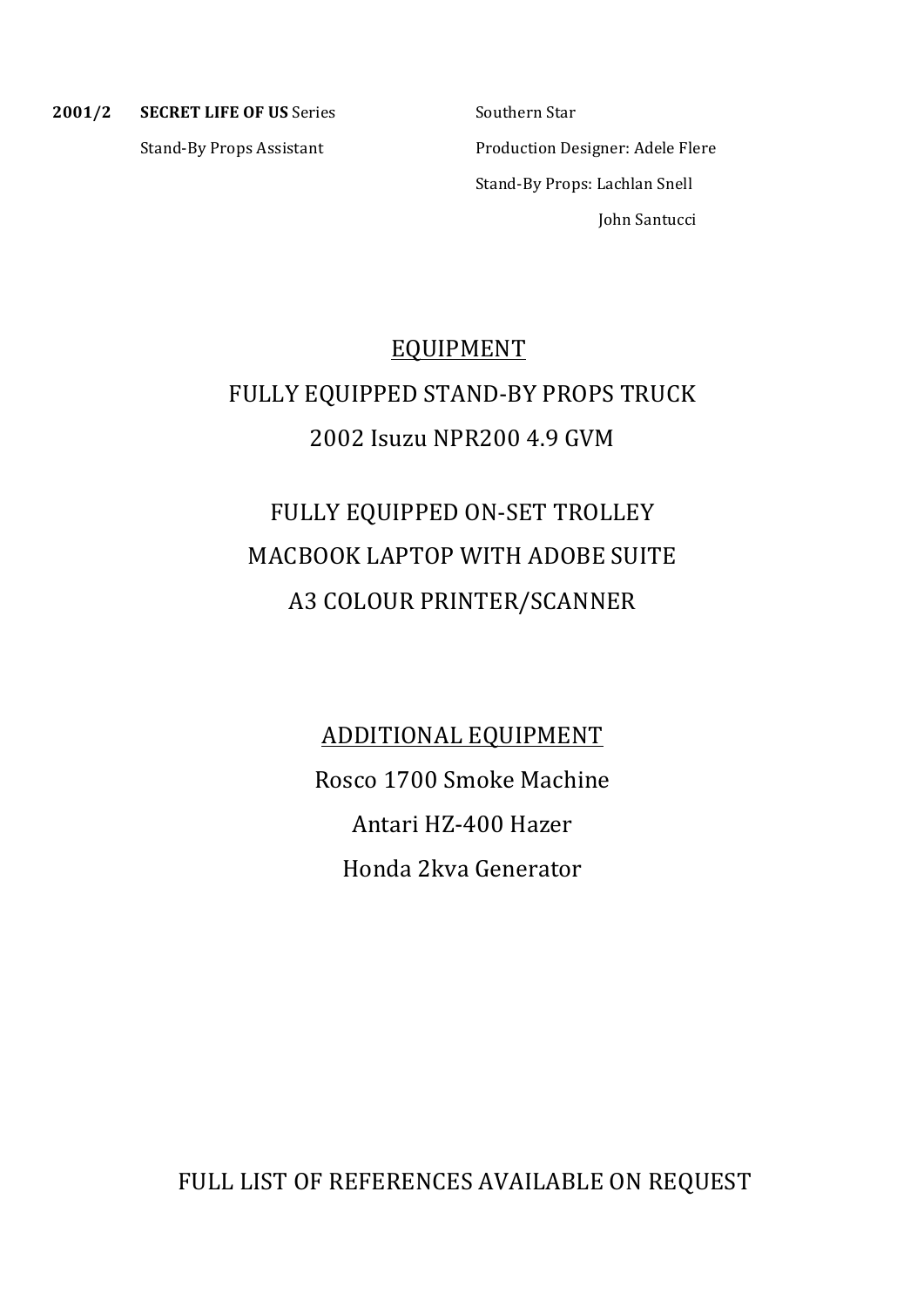| | | |
|---|---|---|
| **2001/2** | **SECRET LIFE OF US** Series | Southern Star |
| | Stand-By Props Assistant | Production Designer: Adele Flere |
| | | Stand-By Props: Lachlan Snell |
| | | John Santucci |

## EQUIPMENT

FULLY EQUIPPED STAND-BY PROPS TRUCK

2002 Isuzu NPR200 4.9 GVM

FULLY EQUIPPED ON-SET TROLLEY

MACBOOK LAPTOP WITH ADOBE SUITE

A3 COLOUR PRINTER/SCANNER

## ADDITIONAL EQUIPMENT

Rosco 1700 Smoke Machine

Antari HZ-400 Hazer

Honda 2kva Generator

FULL LIST OF REFERENCES AVAILABLE ON REQUEST